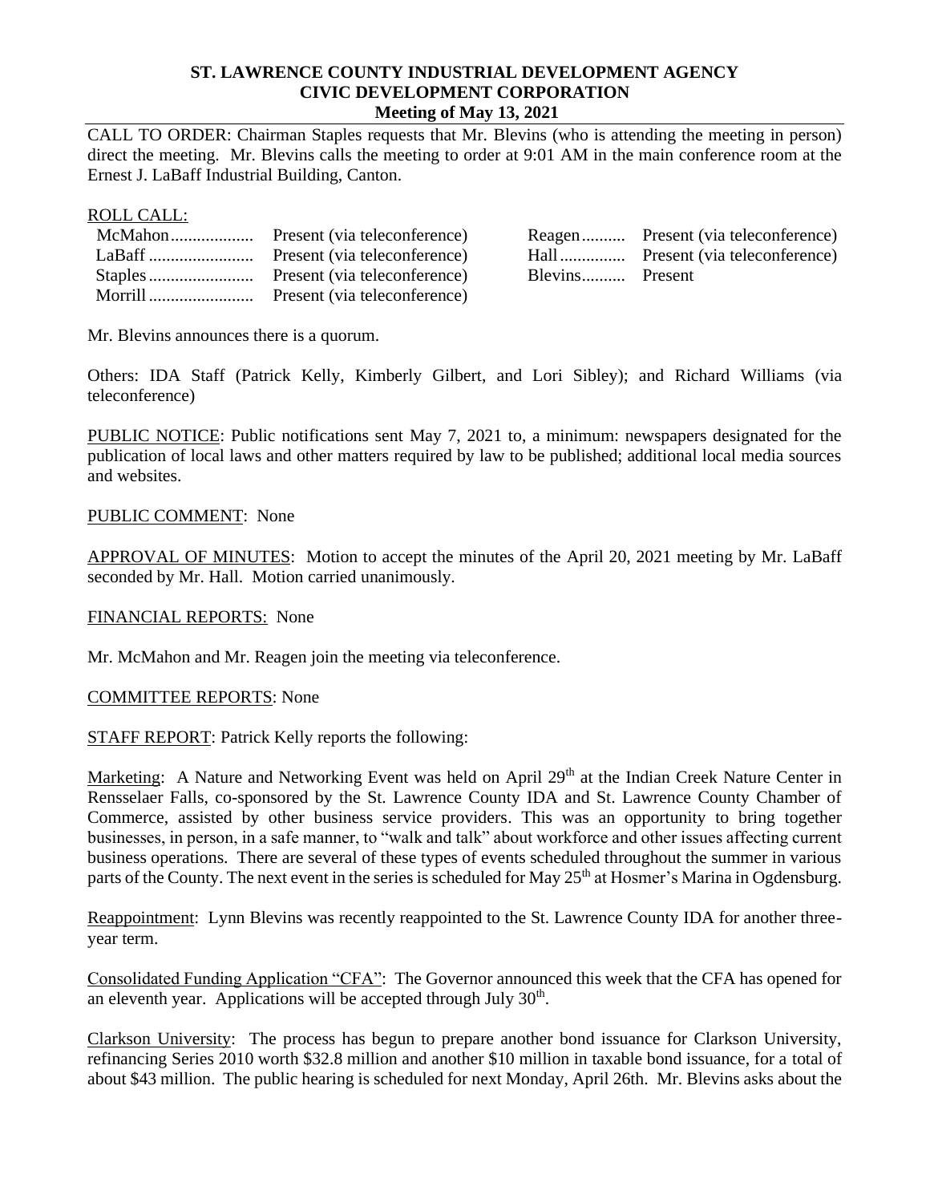**ST. LAWRENCE COUNTY INDUSTRIAL DEVELOPMENT AGENCY**
**CIVIC DEVELOPMENT CORPORATION**
**Meeting of May 13, 2021**

CALL TO ORDER: Chairman Staples requests that Mr. Blevins (who is attending the meeting in person) direct the meeting. Mr. Blevins calls the meeting to order at 9:01 AM in the main conference room at the Ernest J. LaBaff Industrial Building, Canton.

ROLL CALL:

| | | | |
|---|---|---|---|
| McMahon | Present (via teleconference) | Reagen | Present (via teleconference) |
| LaBaff | Present (via teleconference) | Hall | Present (via teleconference) |
| Staples | Present (via teleconference) | Blevins | Present |
| Morrill | Present (via teleconference) | | |

Mr. Blevins announces there is a quorum.

Others: IDA Staff (Patrick Kelly, Kimberly Gilbert, and Lori Sibley); and Richard Williams (via teleconference)

PUBLIC NOTICE: Public notifications sent May 7, 2021 to, a minimum: newspapers designated for the publication of local laws and other matters required by law to be published; additional local media sources and websites.

PUBLIC COMMENT: None

APPROVAL OF MINUTES: Motion to accept the minutes of the April 20, 2021 meeting by Mr. LaBaff seconded by Mr. Hall. Motion carried unanimously.

FINANCIAL REPORTS: None

Mr. McMahon and Mr. Reagen join the meeting via teleconference.

COMMITTEE REPORTS: None

STAFF REPORT: Patrick Kelly reports the following:

Marketing: A Nature and Networking Event was held on April 29th at the Indian Creek Nature Center in Rensselaer Falls, co-sponsored by the St. Lawrence County IDA and St. Lawrence County Chamber of Commerce, assisted by other business service providers. This was an opportunity to bring together businesses, in person, in a safe manner, to "walk and talk" about workforce and other issues affecting current business operations. There are several of these types of events scheduled throughout the summer in various parts of the County. The next event in the series is scheduled for May 25th at Hosmer's Marina in Ogdensburg.

Reappointment: Lynn Blevins was recently reappointed to the St. Lawrence County IDA for another three-year term.

Consolidated Funding Application "CFA": The Governor announced this week that the CFA has opened for an eleventh year. Applications will be accepted through July 30th.

Clarkson University: The process has begun to prepare another bond issuance for Clarkson University, refinancing Series 2010 worth \$32.8 million and another \$10 million in taxable bond issuance, for a total of about \$43 million. The public hearing is scheduled for next Monday, April 26th. Mr. Blevins asks about the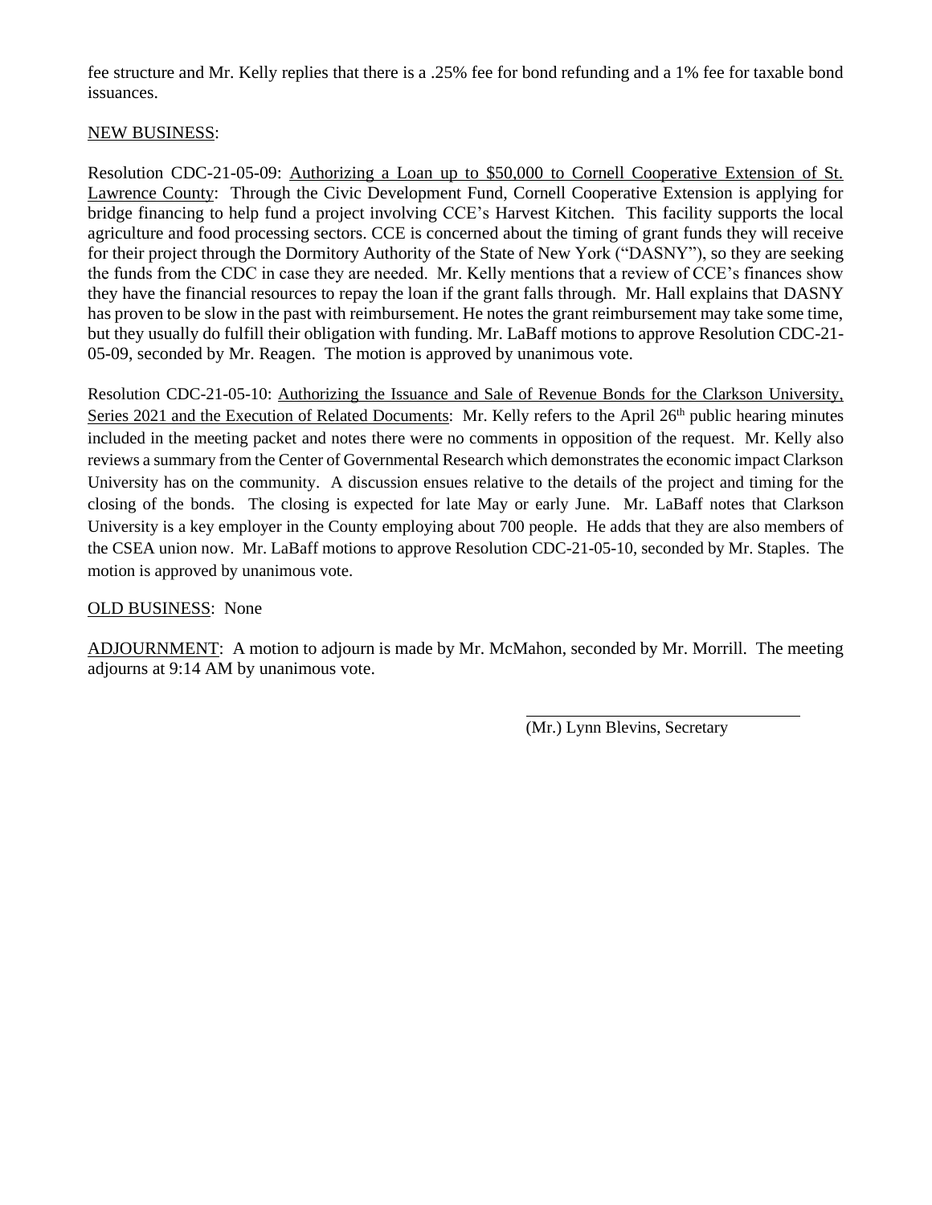fee structure and Mr. Kelly replies that there is a .25% fee for bond refunding and a 1% fee for taxable bond issuances.

NEW BUSINESS:

Resolution CDC-21-05-09: Authorizing a Loan up to $50,000 to Cornell Cooperative Extension of St. Lawrence County: Through the Civic Development Fund, Cornell Cooperative Extension is applying for bridge financing to help fund a project involving CCE's Harvest Kitchen. This facility supports the local agriculture and food processing sectors. CCE is concerned about the timing of grant funds they will receive for their project through the Dormitory Authority of the State of New York ("DASNY"), so they are seeking the funds from the CDC in case they are needed. Mr. Kelly mentions that a review of CCE's finances show they have the financial resources to repay the loan if the grant falls through. Mr. Hall explains that DASNY has proven to be slow in the past with reimbursement. He notes the grant reimbursement may take some time, but they usually do fulfill their obligation with funding. Mr. LaBaff motions to approve Resolution CDC-21-05-09, seconded by Mr. Reagen. The motion is approved by unanimous vote.

Resolution CDC-21-05-10: Authorizing the Issuance and Sale of Revenue Bonds for the Clarkson University, Series 2021 and the Execution of Related Documents: Mr. Kelly refers to the April 26th public hearing minutes included in the meeting packet and notes there were no comments in opposition of the request. Mr. Kelly also reviews a summary from the Center of Governmental Research which demonstrates the economic impact Clarkson University has on the community. A discussion ensues relative to the details of the project and timing for the closing of the bonds. The closing is expected for late May or early June. Mr. LaBaff notes that Clarkson University is a key employer in the County employing about 700 people. He adds that they are also members of the CSEA union now. Mr. LaBaff motions to approve Resolution CDC-21-05-10, seconded by Mr. Staples. The motion is approved by unanimous vote.

OLD BUSINESS: None

ADJOURNMENT: A motion to adjourn is made by Mr. McMahon, seconded by Mr. Morrill. The meeting adjourns at 9:14 AM by unanimous vote.

(Mr.) Lynn Blevins, Secretary